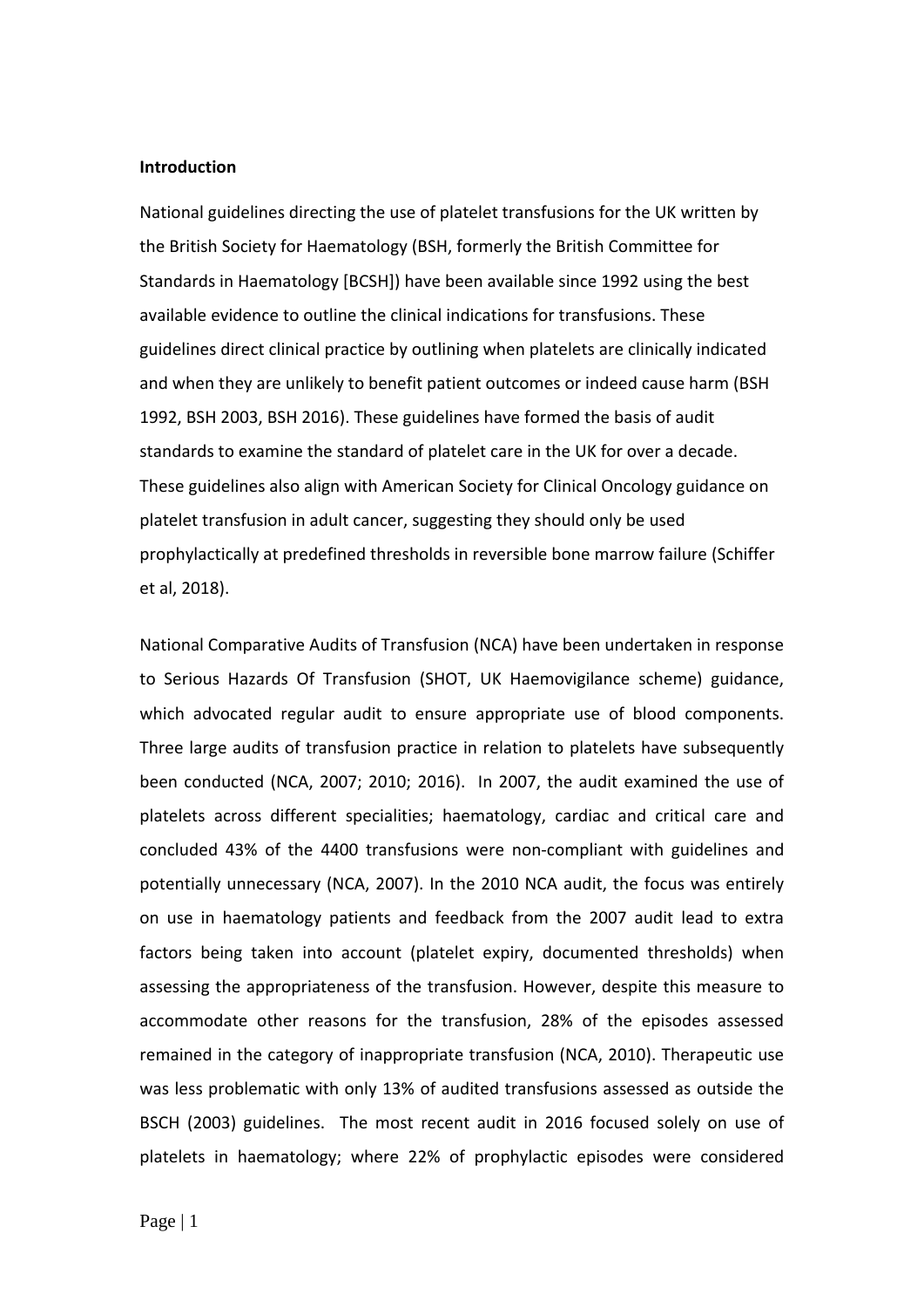**Introduction**

National guidelines directing the use of platelet transfusions for the UK written by the British Society for Haematology (BSH, formerly the British Committee for Standards in Haematology [BCSH]) have been available since 1992 using the best available evidence to outline the clinical indications for transfusions. These guidelines direct clinical practice by outlining when platelets are clinically indicated and when they are unlikely to benefit patient outcomes or indeed cause harm (BSH 1992, BSH 2003, BSH 2016). These guidelines have formed the basis of audit standards to examine the standard of platelet care in the UK for over a decade. These guidelines also align with American Society for Clinical Oncology guidance on platelet transfusion in adult cancer, suggesting they should only be used prophylactically at predefined thresholds in reversible bone marrow failure (Schiffer et al, 2018).

National Comparative Audits of Transfusion (NCA) have been undertaken in response to Serious Hazards Of Transfusion (SHOT, UK Haemovigilance scheme) guidance, which advocated regular audit to ensure appropriate use of blood components. Three large audits of transfusion practice in relation to platelets have subsequently been conducted (NCA, 2007; 2010; 2016). In 2007, the audit examined the use of platelets across different specialities; haematology, cardiac and critical care and concluded 43% of the 4400 transfusions were non-compliant with guidelines and potentially unnecessary (NCA, 2007). In the 2010 NCA audit, the focus was entirely on use in haematology patients and feedback from the 2007 audit lead to extra factors being taken into account (platelet expiry, documented thresholds) when assessing the appropriateness of the transfusion. However, despite this measure to accommodate other reasons for the transfusion, 28% of the episodes assessed remained in the category of inappropriate transfusion (NCA, 2010). Therapeutic use was less problematic with only 13% of audited transfusions assessed as outside the BSCH (2003) guidelines. The most recent audit in 2016 focused solely on use of platelets in haematology; where 22% of prophylactic episodes were considered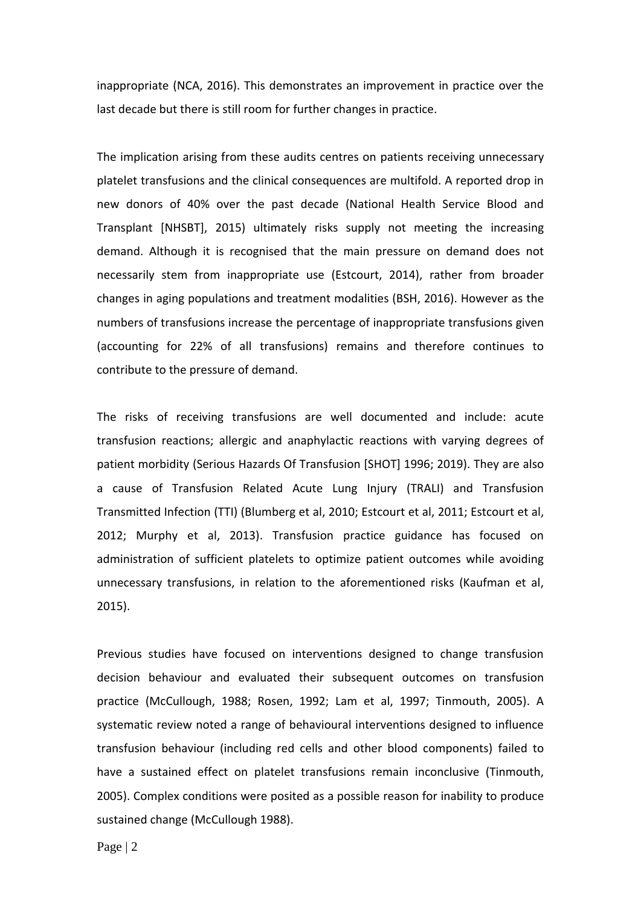inappropriate (NCA, 2016). This demonstrates an improvement in practice over the last decade but there is still room for further changes in practice.

The implication arising from these audits centres on patients receiving unnecessary platelet transfusions and the clinical consequences are multifold. A reported drop in new donors of 40% over the past decade (National Health Service Blood and Transplant [NHSBT], 2015) ultimately risks supply not meeting the increasing demand. Although it is recognised that the main pressure on demand does not necessarily stem from inappropriate use (Estcourt, 2014), rather from broader changes in aging populations and treatment modalities (BSH, 2016). However as the numbers of transfusions increase the percentage of inappropriate transfusions given (accounting for 22% of all transfusions) remains and therefore continues to contribute to the pressure of demand.

The risks of receiving transfusions are well documented and include: acute transfusion reactions; allergic and anaphylactic reactions with varying degrees of patient morbidity (Serious Hazards Of Transfusion [SHOT] 1996; 2019). They are also a cause of Transfusion Related Acute Lung Injury (TRALI) and Transfusion Transmitted Infection (TTI) (Blumberg et al, 2010; Estcourt et al, 2011; Estcourt et al, 2012; Murphy et al, 2013). Transfusion practice guidance has focused on administration of sufficient platelets to optimize patient outcomes while avoiding unnecessary transfusions, in relation to the aforementioned risks (Kaufman et al, 2015).

Previous studies have focused on interventions designed to change transfusion decision behaviour and evaluated their subsequent outcomes on transfusion practice (McCullough, 1988; Rosen, 1992; Lam et al, 1997; Tinmouth, 2005). A systematic review noted a range of behavioural interventions designed to influence transfusion behaviour (including red cells and other blood components) failed to have a sustained effect on platelet transfusions remain inconclusive (Tinmouth, 2005). Complex conditions were posited as a possible reason for inability to produce sustained change (McCullough 1988).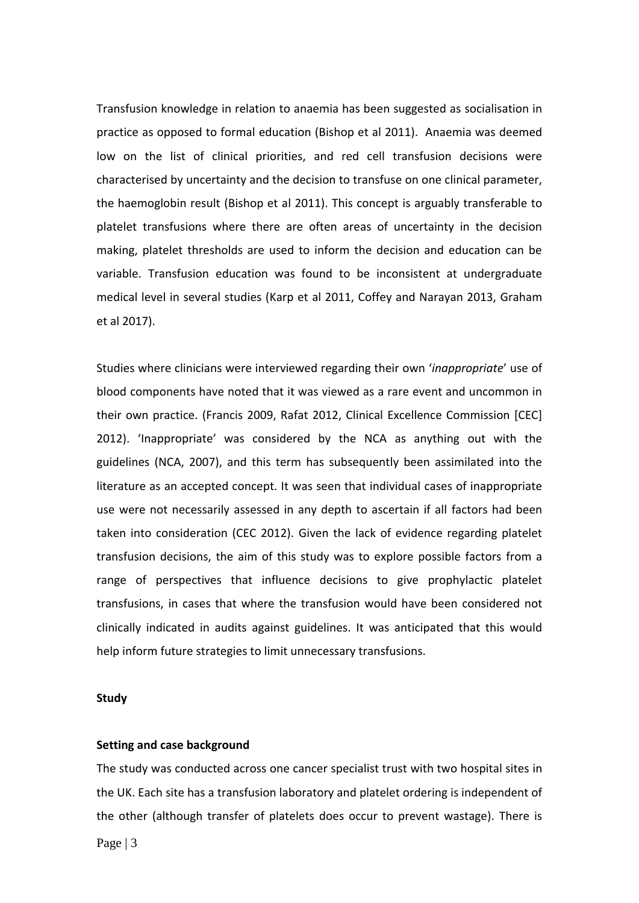Transfusion knowledge in relation to anaemia has been suggested as socialisation in practice as opposed to formal education (Bishop et al 2011). Anaemia was deemed low on the list of clinical priorities, and red cell transfusion decisions were characterised by uncertainty and the decision to transfuse on one clinical parameter, the haemoglobin result (Bishop et al 2011). This concept is arguably transferable to platelet transfusions where there are often areas of uncertainty in the decision making, platelet thresholds are used to inform the decision and education can be variable. Transfusion education was found to be inconsistent at undergraduate medical level in several studies (Karp et al 2011, Coffey and Narayan 2013, Graham et al 2017).

Studies where clinicians were interviewed regarding their own '*inappropriate*' use of blood components have noted that it was viewed as a rare event and uncommon in their own practice. (Francis 2009, Rafat 2012, Clinical Excellence Commission [CEC] 2012). 'Inappropriate' was considered by the NCA as anything out with the guidelines (NCA, 2007), and this term has subsequently been assimilated into the literature as an accepted concept. It was seen that individual cases of inappropriate use were not necessarily assessed in any depth to ascertain if all factors had been taken into consideration (CEC 2012). Given the lack of evidence regarding platelet transfusion decisions, the aim of this study was to explore possible factors from a range of perspectives that influence decisions to give prophylactic platelet transfusions, in cases that where the transfusion would have been considered not clinically indicated in audits against guidelines. It was anticipated that this would help inform future strategies to limit unnecessary transfusions.

**Study**

**Setting and case background**

The study was conducted across one cancer specialist trust with two hospital sites in the UK. Each site has a transfusion laboratory and platelet ordering is independent of the other (although transfer of platelets does occur to prevent wastage). There is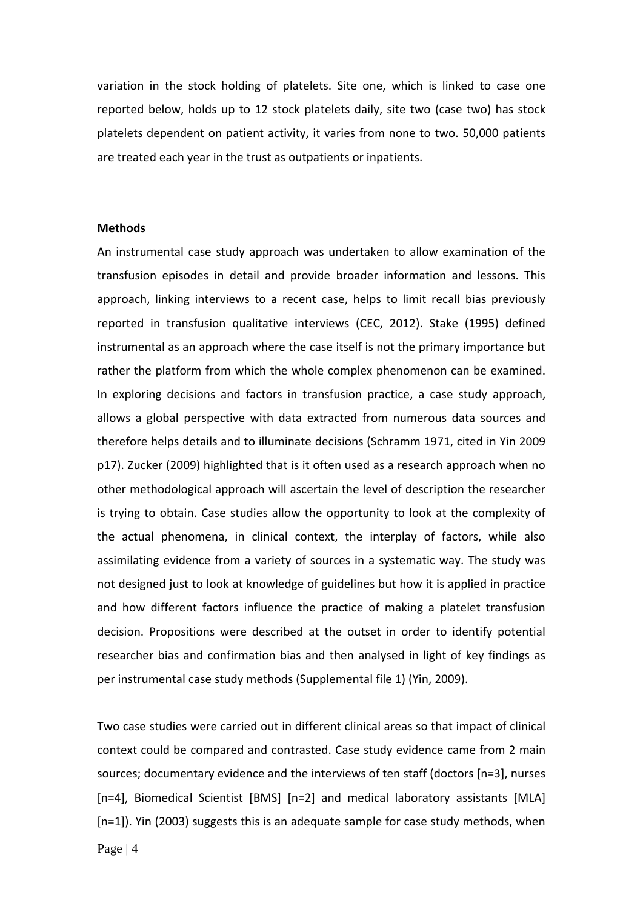variation in the stock holding of platelets. Site one, which is linked to case one reported below, holds up to 12 stock platelets daily, site two (case two) has stock platelets dependent on patient activity, it varies from none to two. 50,000 patients are treated each year in the trust as outpatients or inpatients.

**Methods**

An instrumental case study approach was undertaken to allow examination of the transfusion episodes in detail and provide broader information and lessons. This approach, linking interviews to a recent case, helps to limit recall bias previously reported in transfusion qualitative interviews (CEC, 2012). Stake (1995) defined instrumental as an approach where the case itself is not the primary importance but rather the platform from which the whole complex phenomenon can be examined. In exploring decisions and factors in transfusion practice, a case study approach, allows a global perspective with data extracted from numerous data sources and therefore helps details and to illuminate decisions (Schramm 1971, cited in Yin 2009 p17). Zucker (2009) highlighted that is it often used as a research approach when no other methodological approach will ascertain the level of description the researcher is trying to obtain. Case studies allow the opportunity to look at the complexity of the actual phenomena, in clinical context, the interplay of factors, while also assimilating evidence from a variety of sources in a systematic way. The study was not designed just to look at knowledge of guidelines but how it is applied in practice and how different factors influence the practice of making a platelet transfusion decision. Propositions were described at the outset in order to identify potential researcher bias and confirmation bias and then analysed in light of key findings as per instrumental case study methods (Supplemental file 1) (Yin, 2009).

Two case studies were carried out in different clinical areas so that impact of clinical context could be compared and contrasted. Case study evidence came from 2 main sources; documentary evidence and the interviews of ten staff (doctors [n=3], nurses [n=4], Biomedical Scientist [BMS] [n=2] and medical laboratory assistants [MLA] [n=1]). Yin (2003) suggests this is an adequate sample for case study methods, when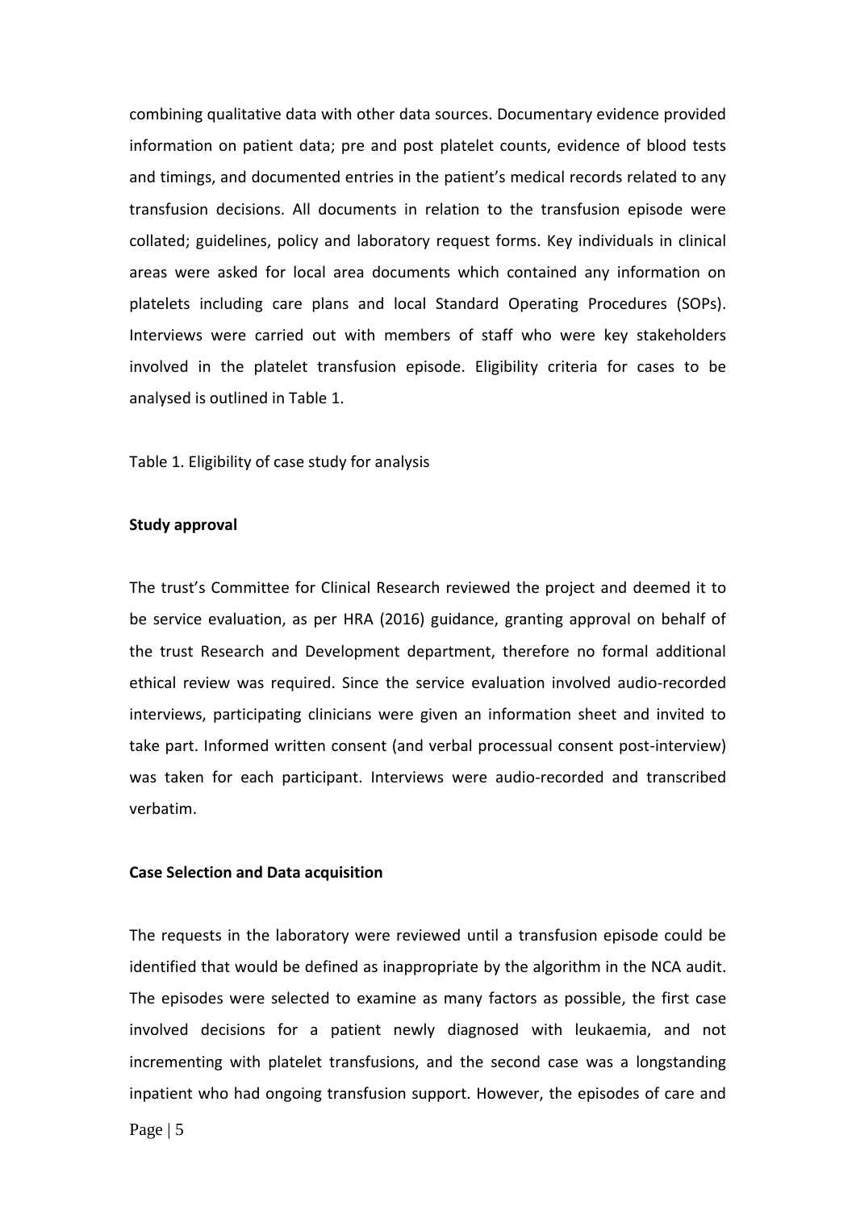combining qualitative data with other data sources. Documentary evidence provided information on patient data; pre and post platelet counts, evidence of blood tests and timings, and documented entries in the patient's medical records related to any transfusion decisions. All documents in relation to the transfusion episode were collated; guidelines, policy and laboratory request forms. Key individuals in clinical areas were asked for local area documents which contained any information on platelets including care plans and local Standard Operating Procedures (SOPs). Interviews were carried out with members of staff who were key stakeholders involved in the platelet transfusion episode. Eligibility criteria for cases to be analysed is outlined in Table 1.

Table 1. Eligibility of case study for analysis

**Study approval**

The trust's Committee for Clinical Research reviewed the project and deemed it to be service evaluation, as per HRA (2016) guidance, granting approval on behalf of the trust Research and Development department, therefore no formal additional ethical review was required. Since the service evaluation involved audio-recorded interviews, participating clinicians were given an information sheet and invited to take part. Informed written consent (and verbal processual consent post-interview) was taken for each participant. Interviews were audio-recorded and transcribed verbatim.

**Case Selection and Data acquisition**

The requests in the laboratory were reviewed until a transfusion episode could be identified that would be defined as inappropriate by the algorithm in the NCA audit. The episodes were selected to examine as many factors as possible, the first case involved decisions for a patient newly diagnosed with leukaemia, and not incrementing with platelet transfusions, and the second case was a longstanding inpatient who had ongoing transfusion support. However, the episodes of care and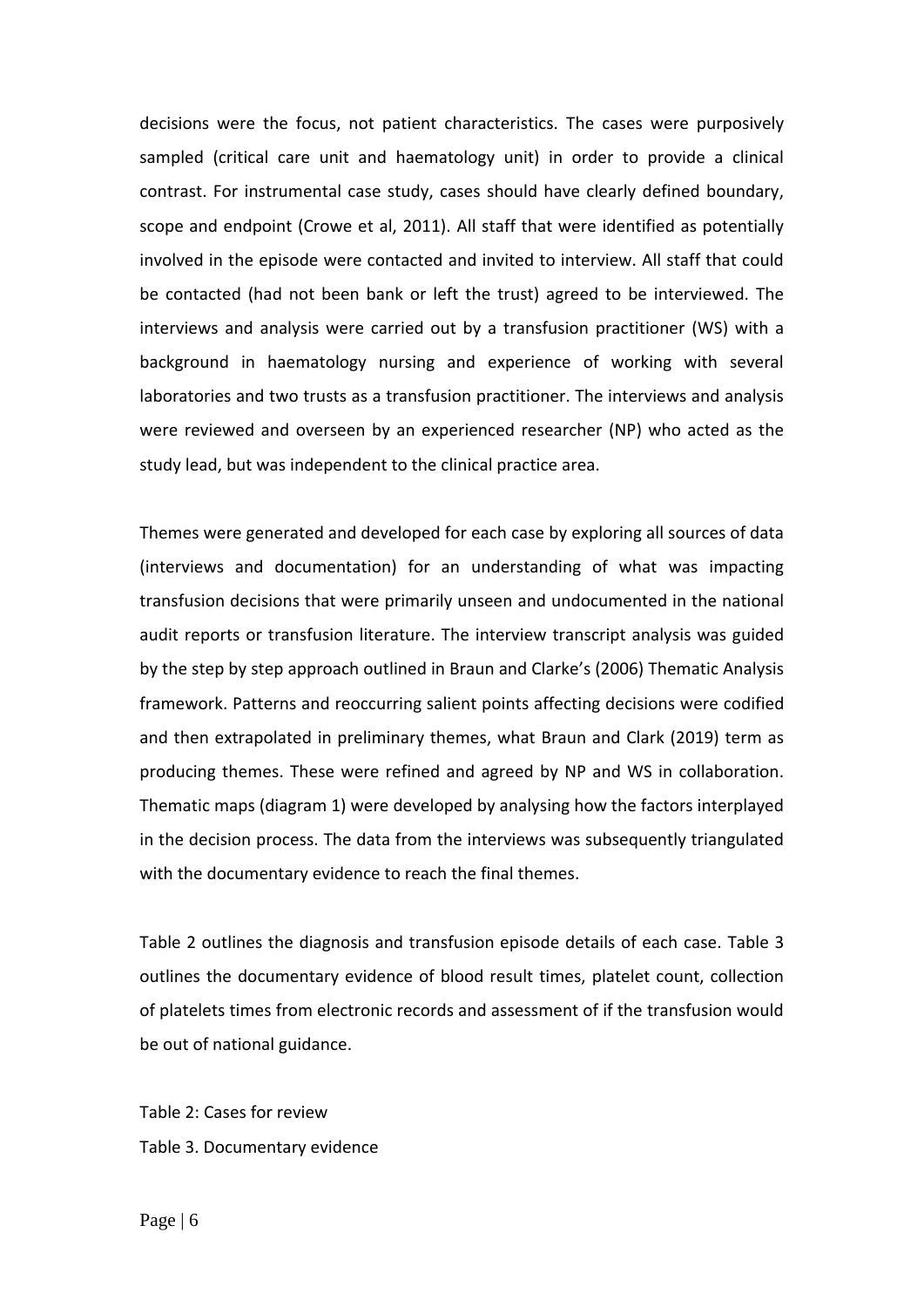decisions were the focus, not patient characteristics. The cases were purposively sampled (critical care unit and haematology unit) in order to provide a clinical contrast. For instrumental case study, cases should have clearly defined boundary, scope and endpoint (Crowe et al, 2011). All staff that were identified as potentially involved in the episode were contacted and invited to interview. All staff that could be contacted (had not been bank or left the trust) agreed to be interviewed. The interviews and analysis were carried out by a transfusion practitioner (WS) with a background in haematology nursing and experience of working with several laboratories and two trusts as a transfusion practitioner. The interviews and analysis were reviewed and overseen by an experienced researcher (NP) who acted as the study lead, but was independent to the clinical practice area.

Themes were generated and developed for each case by exploring all sources of data (interviews and documentation) for an understanding of what was impacting transfusion decisions that were primarily unseen and undocumented in the national audit reports or transfusion literature. The interview transcript analysis was guided by the step by step approach outlined in Braun and Clarke's (2006) Thematic Analysis framework. Patterns and reoccurring salient points affecting decisions were codified and then extrapolated in preliminary themes, what Braun and Clark (2019) term as producing themes. These were refined and agreed by NP and WS in collaboration. Thematic maps (diagram 1) were developed by analysing how the factors interplayed in the decision process. The data from the interviews was subsequently triangulated with the documentary evidence to reach the final themes.

Table 2 outlines the diagnosis and transfusion episode details of each case. Table 3 outlines the documentary evidence of blood result times, platelet count, collection of platelets times from electronic records and assessment of if the transfusion would be out of national guidance.

Table 2: Cases for review

Table 3. Documentary evidence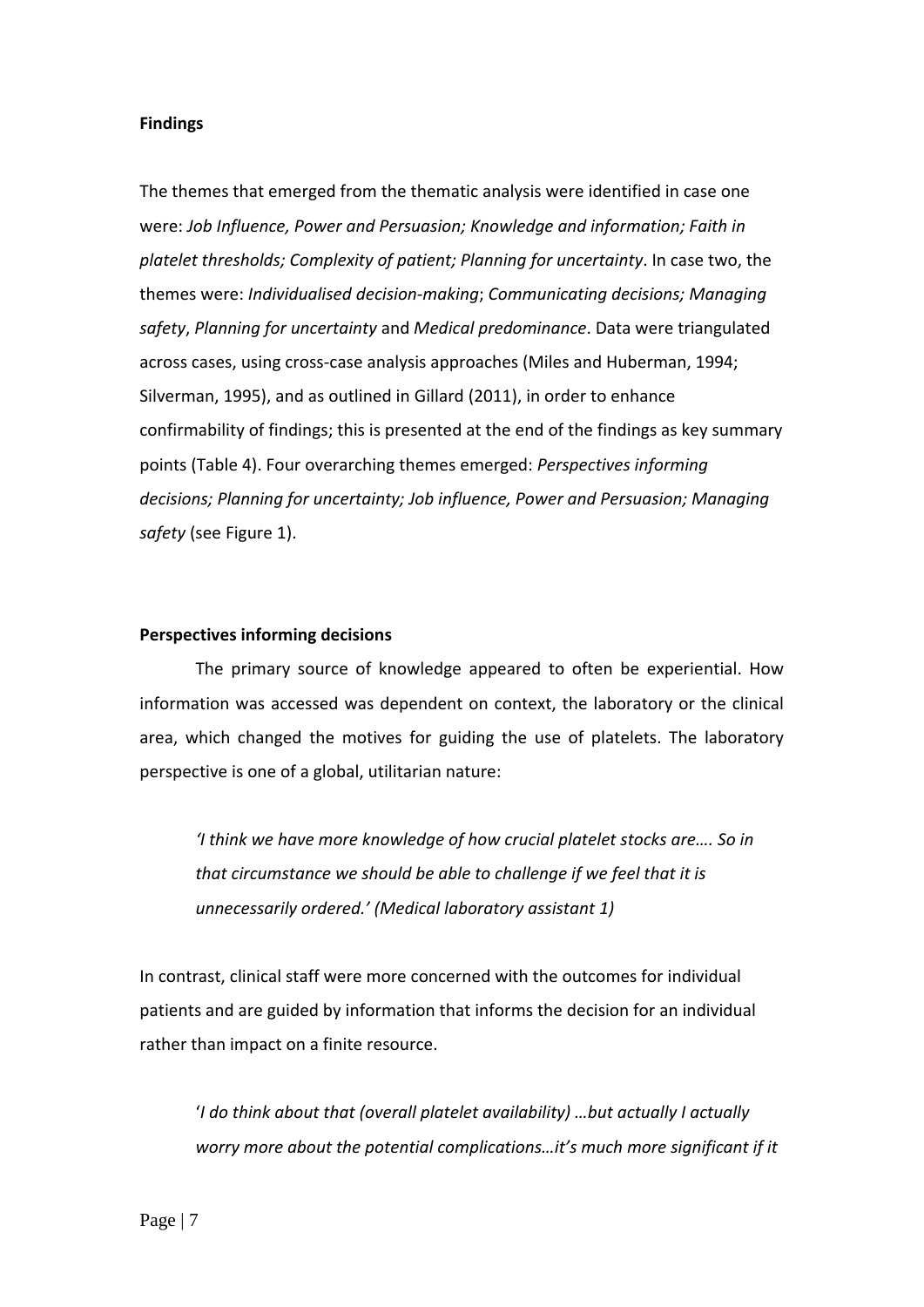**Findings**

The themes that emerged from the thematic analysis were identified in case one were: *Job Influence, Power and Persuasion; Knowledge and information; Faith in platelet thresholds; Complexity of patient; Planning for uncertainty*. In case two, the themes were: *Individualised decision-making*; *Communicating decisions; Managing safety*, *Planning for uncertainty* and *Medical predominance*. Data were triangulated across cases, using cross-case analysis approaches (Miles and Huberman, 1994; Silverman, 1995), and as outlined in Gillard (2011), in order to enhance confirmability of findings; this is presented at the end of the findings as key summary points (Table 4). Four overarching themes emerged: *Perspectives informing decisions; Planning for uncertainty; Job influence, Power and Persuasion; Managing safety* (see Figure 1).

**Perspectives informing decisions**

The primary source of knowledge appeared to often be experiential. How information was accessed was dependent on context, the laboratory or the clinical area, which changed the motives for guiding the use of platelets. The laboratory perspective is one of a global, utilitarian nature:

> *'I think we have more knowledge of how crucial platelet stocks are…. So in that circumstance we should be able to challenge if we feel that it is unnecessarily ordered.' (Medical laboratory assistant 1)*

In contrast, clinical staff were more concerned with the outcomes for individual patients and are guided by information that informs the decision for an individual rather than impact on a finite resource.

> '*I do think about that (overall platelet availability) …but actually I actually worry more about the potential complications…it's much more significant if it*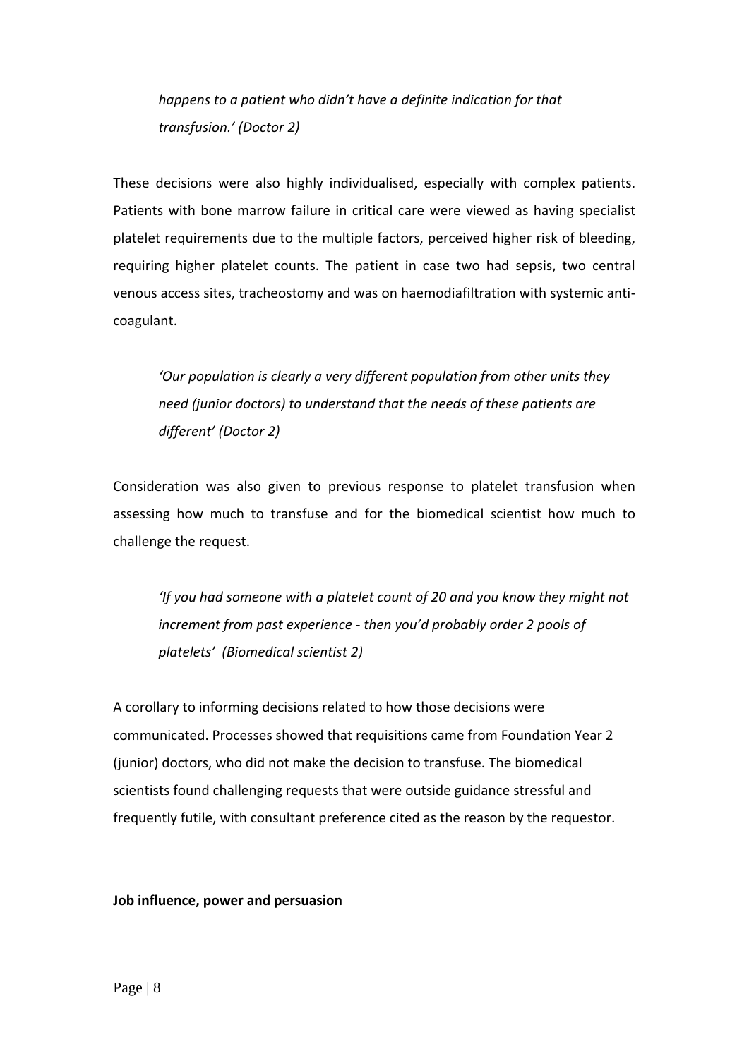*happens to a patient who didn't have a definite indication for that transfusion.' (Doctor 2)*

These decisions were also highly individualised, especially with complex patients. Patients with bone marrow failure in critical care were viewed as having specialist platelet requirements due to the multiple factors, perceived higher risk of bleeding, requiring higher platelet counts. The patient in case two had sepsis, two central venous access sites, tracheostomy and was on haemodiafiltration with systemic anti-coagulant.

> *'Our population is clearly a very different population from other units they need (junior doctors) to understand that the needs of these patients are different' (Doctor 2)*

Consideration was also given to previous response to platelet transfusion when assessing how much to transfuse and for the biomedical scientist how much to challenge the request.

> *'If you had someone with a platelet count of 20 and you know they might not increment from past experience - then you'd probably order 2 pools of platelets' (Biomedical scientist 2)*

A corollary to informing decisions related to how those decisions were communicated. Processes showed that requisitions came from Foundation Year 2 (junior) doctors, who did not make the decision to transfuse. The biomedical scientists found challenging requests that were outside guidance stressful and frequently futile, with consultant preference cited as the reason by the requestor.

**Job influence, power and persuasion**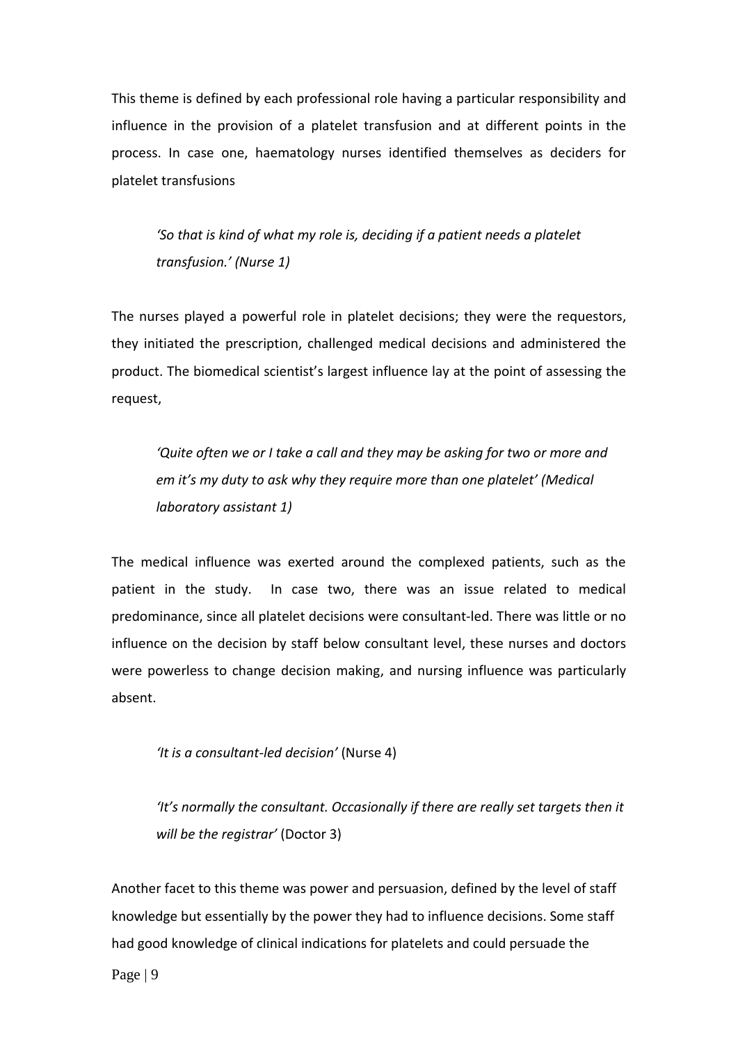This theme is defined by each professional role having a particular responsibility and influence in the provision of a platelet transfusion and at different points in the process. In case one, haematology nurses identified themselves as deciders for platelet transfusions

> *'So that is kind of what my role is, deciding if a patient needs a platelet transfusion.' (Nurse 1)*

The nurses played a powerful role in platelet decisions; they were the requestors, they initiated the prescription, challenged medical decisions and administered the product. The biomedical scientist's largest influence lay at the point of assessing the request,

> *'Quite often we or I take a call and they may be asking for two or more and em it's my duty to ask why they require more than one platelet' (Medical laboratory assistant 1)*

The medical influence was exerted around the complexed patients, such as the patient in the study. In case two, there was an issue related to medical predominance, since all platelet decisions were consultant-led. There was little or no influence on the decision by staff below consultant level, these nurses and doctors were powerless to change decision making, and nursing influence was particularly absent.

> *'It is a consultant-led decision'* (Nurse 4)

> *'It's normally the consultant. Occasionally if there are really set targets then it will be the registrar'* (Doctor 3)

Another facet to this theme was power and persuasion, defined by the level of staff knowledge but essentially by the power they had to influence decisions. Some staff had good knowledge of clinical indications for platelets and could persuade the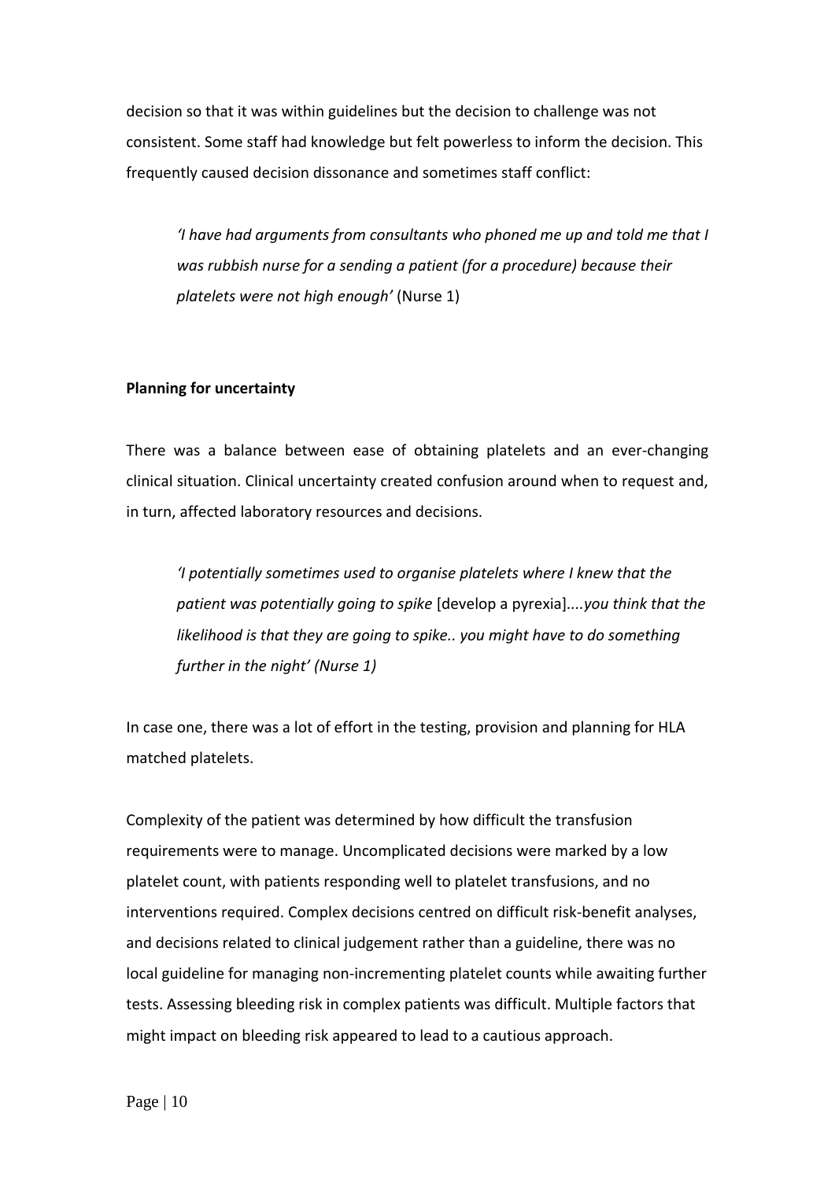decision so that it was within guidelines but the decision to challenge was not consistent. Some staff had knowledge but felt powerless to inform the decision. This frequently caused decision dissonance and sometimes staff conflict:

> *'I have had arguments from consultants who phoned me up and told me that I was rubbish nurse for a sending a patient (for a procedure) because their platelets were not high enough'* (Nurse 1)

**Planning for uncertainty**

There was a balance between ease of obtaining platelets and an ever-changing clinical situation. Clinical uncertainty created confusion around when to request and, in turn, affected laboratory resources and decisions.

> *'I potentially sometimes used to organise platelets where I knew that the patient was potentially going to spike* [develop a pyrexia]*....you think that the likelihood is that they are going to spike.. you might have to do something further in the night' (Nurse 1)*

In case one, there was a lot of effort in the testing, provision and planning for HLA matched platelets.

Complexity of the patient was determined by how difficult the transfusion requirements were to manage. Uncomplicated decisions were marked by a low platelet count, with patients responding well to platelet transfusions, and no interventions required. Complex decisions centred on difficult risk-benefit analyses, and decisions related to clinical judgement rather than a guideline, there was no local guideline for managing non-incrementing platelet counts while awaiting further tests. Assessing bleeding risk in complex patients was difficult. Multiple factors that might impact on bleeding risk appeared to lead to a cautious approach.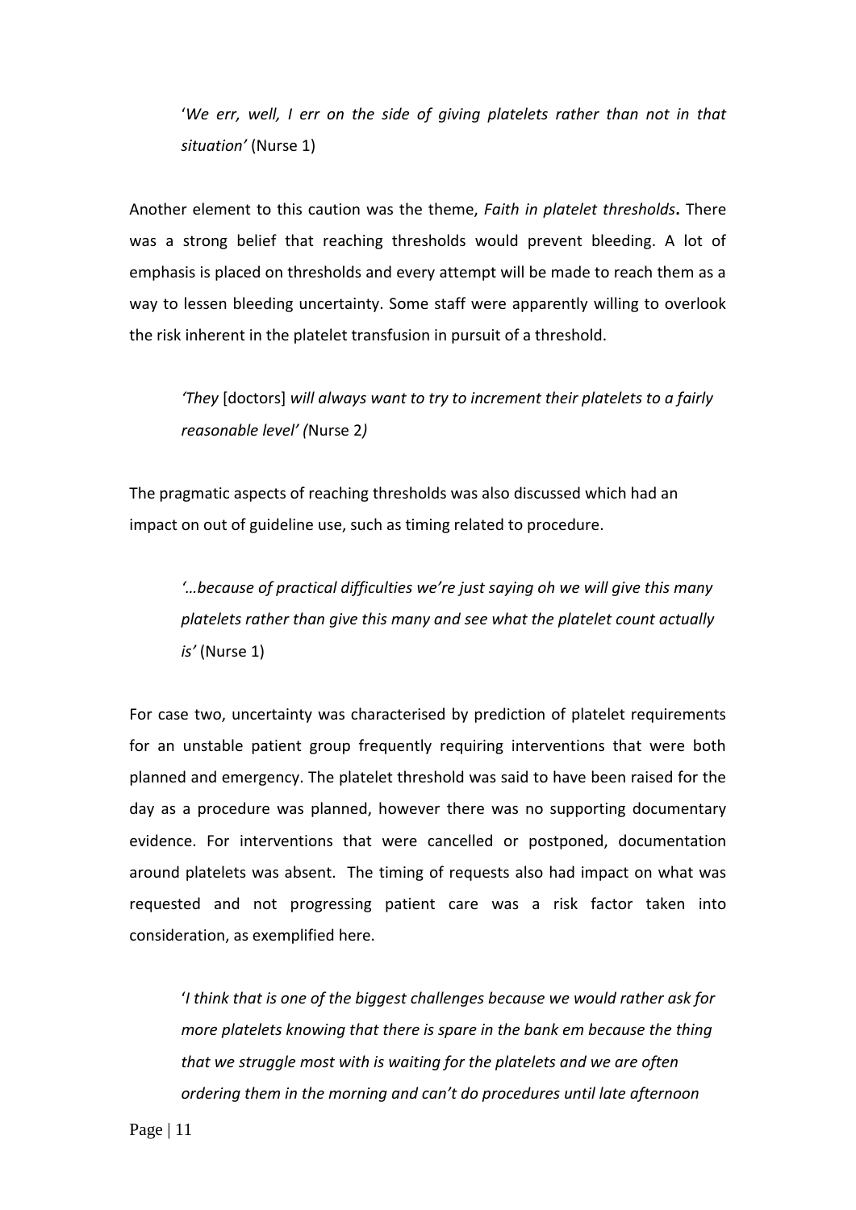> '*We err, well, I err on the side of giving platelets rather than not in that situation'* (Nurse 1)

Another element to this caution was the theme, *Faith in platelet thresholds***.** There was a strong belief that reaching thresholds would prevent bleeding. A lot of emphasis is placed on thresholds and every attempt will be made to reach them as a way to lessen bleeding uncertainty. Some staff were apparently willing to overlook the risk inherent in the platelet transfusion in pursuit of a threshold.

> *'They* [doctors] *will always want to try to increment their platelets to a fairly reasonable level' (*Nurse 2*)*

The pragmatic aspects of reaching thresholds was also discussed which had an impact on out of guideline use, such as timing related to procedure.

> *'…because of practical difficulties we're just saying oh we will give this many platelets rather than give this many and see what the platelet count actually is'* (Nurse 1)

For case two, uncertainty was characterised by prediction of platelet requirements for an unstable patient group frequently requiring interventions that were both planned and emergency. The platelet threshold was said to have been raised for the day as a procedure was planned, however there was no supporting documentary evidence. For interventions that were cancelled or postponed, documentation around platelets was absent. The timing of requests also had impact on what was requested and not progressing patient care was a risk factor taken into consideration, as exemplified here.

> '*I think that is one of the biggest challenges because we would rather ask for more platelets knowing that there is spare in the bank em because the thing that we struggle most with is waiting for the platelets and we are often ordering them in the morning and can't do procedures until late afternoon*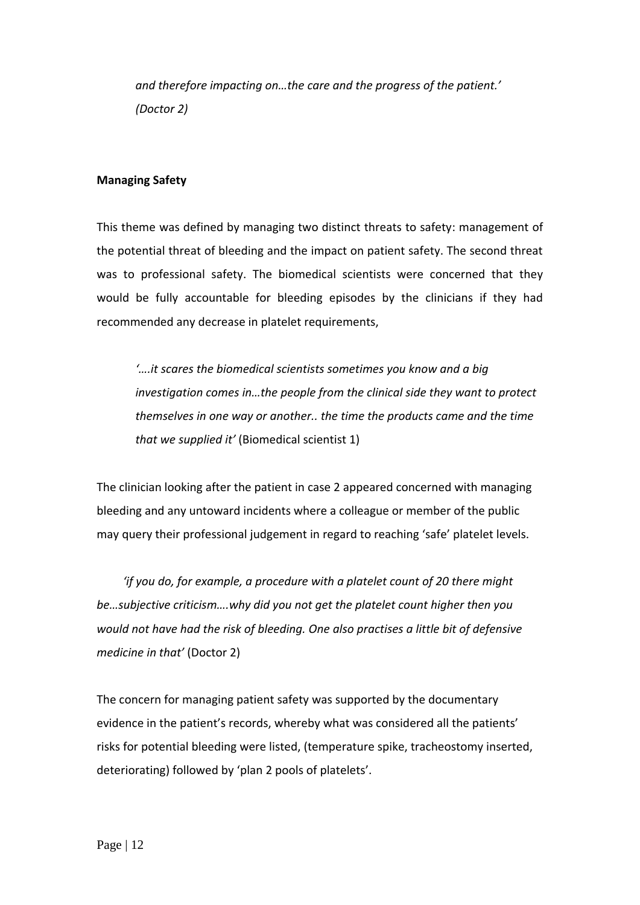*and therefore impacting on…the care and the progress of the patient.' (Doctor 2)*

**Managing Safety**

This theme was defined by managing two distinct threats to safety: management of the potential threat of bleeding and the impact on patient safety. The second threat was to professional safety. The biomedical scientists were concerned that they would be fully accountable for bleeding episodes by the clinicians if they had recommended any decrease in platelet requirements,

> *'….it scares the biomedical scientists sometimes you know and a big investigation comes in…the people from the clinical side they want to protect themselves in one way or another.. the time the products came and the time that we supplied it'* (Biomedical scientist 1)

The clinician looking after the patient in case 2 appeared concerned with managing bleeding and any untoward incidents where a colleague or member of the public may query their professional judgement in regard to reaching 'safe' platelet levels.

> *'if you do, for example, a procedure with a platelet count of 20 there might be…subjective criticism….why did you not get the platelet count higher then you would not have had the risk of bleeding. One also practises a little bit of defensive medicine in that'* (Doctor 2)

The concern for managing patient safety was supported by the documentary evidence in the patient's records, whereby what was considered all the patients' risks for potential bleeding were listed, (temperature spike, tracheostomy inserted, deteriorating) followed by 'plan 2 pools of platelets'.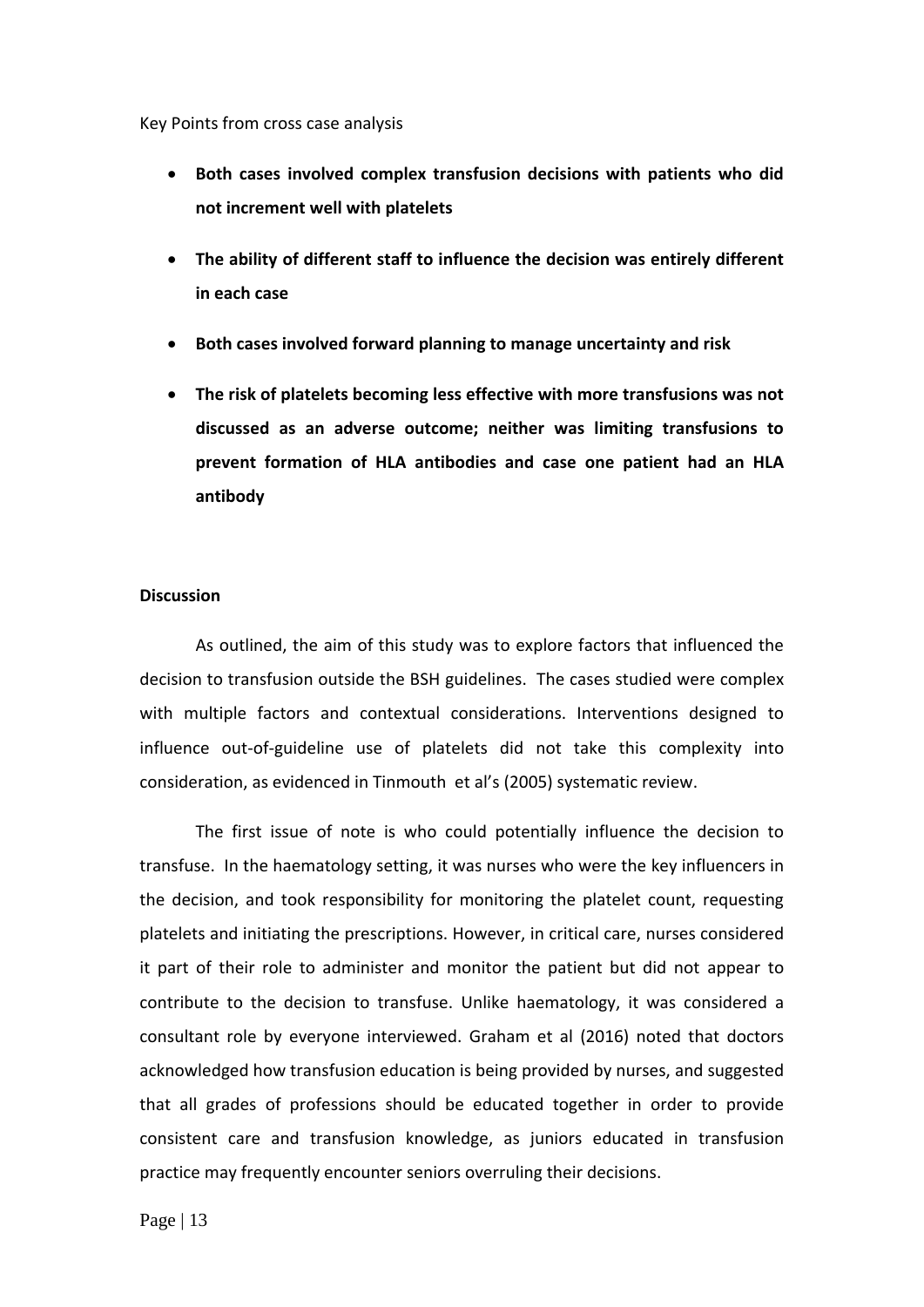Key Points from cross case analysis

- **Both cases involved complex transfusion decisions with patients who did not increment well with platelets**
- **The ability of different staff to influence the decision was entirely different in each case**
- **Both cases involved forward planning to manage uncertainty and risk**
- **The risk of platelets becoming less effective with more transfusions was not discussed as an adverse outcome; neither was limiting transfusions to prevent formation of HLA antibodies and case one patient had an HLA antibody**

**Discussion**

As outlined, the aim of this study was to explore factors that influenced the decision to transfusion outside the BSH guidelines. The cases studied were complex with multiple factors and contextual considerations. Interventions designed to influence out-of-guideline use of platelets did not take this complexity into consideration, as evidenced in Tinmouth et al's (2005) systematic review.

The first issue of note is who could potentially influence the decision to transfuse. In the haematology setting, it was nurses who were the key influencers in the decision, and took responsibility for monitoring the platelet count, requesting platelets and initiating the prescriptions. However, in critical care, nurses considered it part of their role to administer and monitor the patient but did not appear to contribute to the decision to transfuse. Unlike haematology, it was considered a consultant role by everyone interviewed. Graham et al (2016) noted that doctors acknowledged how transfusion education is being provided by nurses, and suggested that all grades of professions should be educated together in order to provide consistent care and transfusion knowledge, as juniors educated in transfusion practice may frequently encounter seniors overruling their decisions.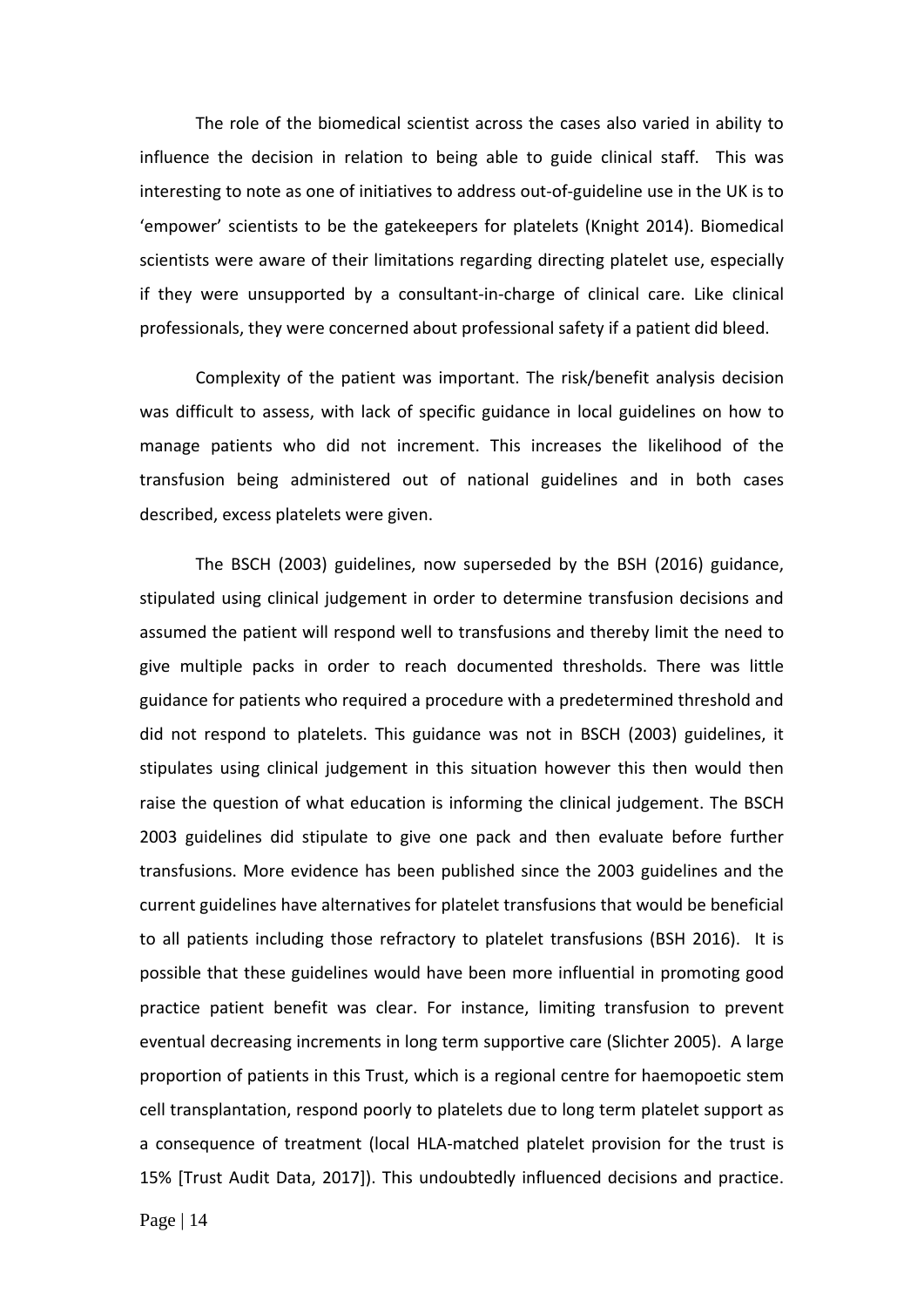The role of the biomedical scientist across the cases also varied in ability to influence the decision in relation to being able to guide clinical staff. This was interesting to note as one of initiatives to address out-of-guideline use in the UK is to 'empower' scientists to be the gatekeepers for platelets (Knight 2014). Biomedical scientists were aware of their limitations regarding directing platelet use, especially if they were unsupported by a consultant-in-charge of clinical care. Like clinical professionals, they were concerned about professional safety if a patient did bleed.

Complexity of the patient was important. The risk/benefit analysis decision was difficult to assess, with lack of specific guidance in local guidelines on how to manage patients who did not increment. This increases the likelihood of the transfusion being administered out of national guidelines and in both cases described, excess platelets were given.

The BSCH (2003) guidelines, now superseded by the BSH (2016) guidance, stipulated using clinical judgement in order to determine transfusion decisions and assumed the patient will respond well to transfusions and thereby limit the need to give multiple packs in order to reach documented thresholds. There was little guidance for patients who required a procedure with a predetermined threshold and did not respond to platelets. This guidance was not in BSCH (2003) guidelines, it stipulates using clinical judgement in this situation however this then would then raise the question of what education is informing the clinical judgement. The BSCH 2003 guidelines did stipulate to give one pack and then evaluate before further transfusions. More evidence has been published since the 2003 guidelines and the current guidelines have alternatives for platelet transfusions that would be beneficial to all patients including those refractory to platelet transfusions (BSH 2016). It is possible that these guidelines would have been more influential in promoting good practice patient benefit was clear. For instance, limiting transfusion to prevent eventual decreasing increments in long term supportive care (Slichter 2005). A large proportion of patients in this Trust, which is a regional centre for haemopoetic stem cell transplantation, respond poorly to platelets due to long term platelet support as a consequence of treatment (local HLA-matched platelet provision for the trust is 15% [Trust Audit Data, 2017]). This undoubtedly influenced decisions and practice.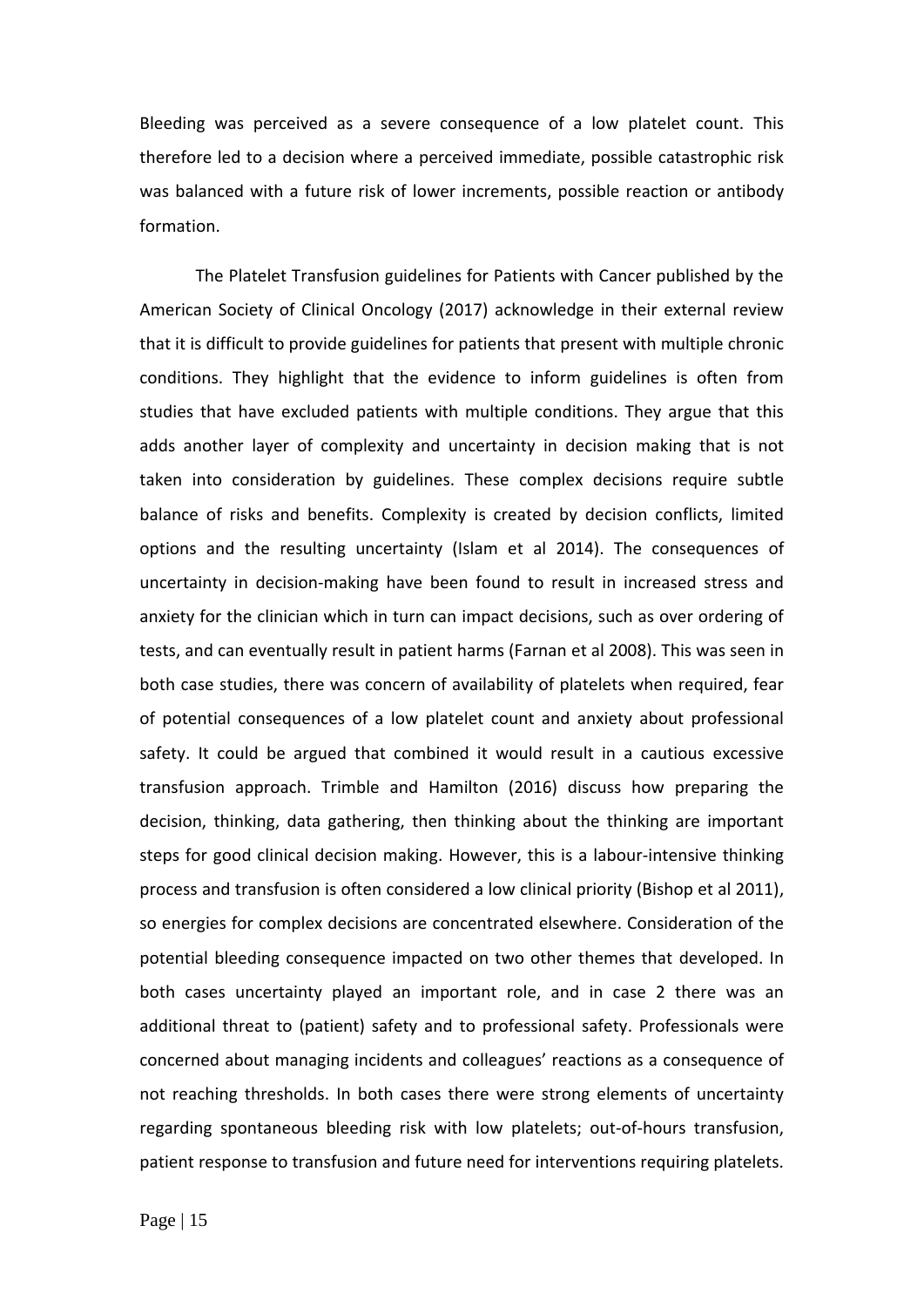Bleeding was perceived as a severe consequence of a low platelet count. This therefore led to a decision where a perceived immediate, possible catastrophic risk was balanced with a future risk of lower increments, possible reaction or antibody formation.

The Platelet Transfusion guidelines for Patients with Cancer published by the American Society of Clinical Oncology (2017) acknowledge in their external review that it is difficult to provide guidelines for patients that present with multiple chronic conditions. They highlight that the evidence to inform guidelines is often from studies that have excluded patients with multiple conditions. They argue that this adds another layer of complexity and uncertainty in decision making that is not taken into consideration by guidelines. These complex decisions require subtle balance of risks and benefits. Complexity is created by decision conflicts, limited options and the resulting uncertainty (Islam et al 2014). The consequences of uncertainty in decision-making have been found to result in increased stress and anxiety for the clinician which in turn can impact decisions, such as over ordering of tests, and can eventually result in patient harms (Farnan et al 2008). This was seen in both case studies, there was concern of availability of platelets when required, fear of potential consequences of a low platelet count and anxiety about professional safety. It could be argued that combined it would result in a cautious excessive transfusion approach. Trimble and Hamilton (2016) discuss how preparing the decision, thinking, data gathering, then thinking about the thinking are important steps for good clinical decision making. However, this is a labour-intensive thinking process and transfusion is often considered a low clinical priority (Bishop et al 2011), so energies for complex decisions are concentrated elsewhere. Consideration of the potential bleeding consequence impacted on two other themes that developed. In both cases uncertainty played an important role, and in case 2 there was an additional threat to (patient) safety and to professional safety. Professionals were concerned about managing incidents and colleagues' reactions as a consequence of not reaching thresholds. In both cases there were strong elements of uncertainty regarding spontaneous bleeding risk with low platelets; out-of-hours transfusion, patient response to transfusion and future need for interventions requiring platelets.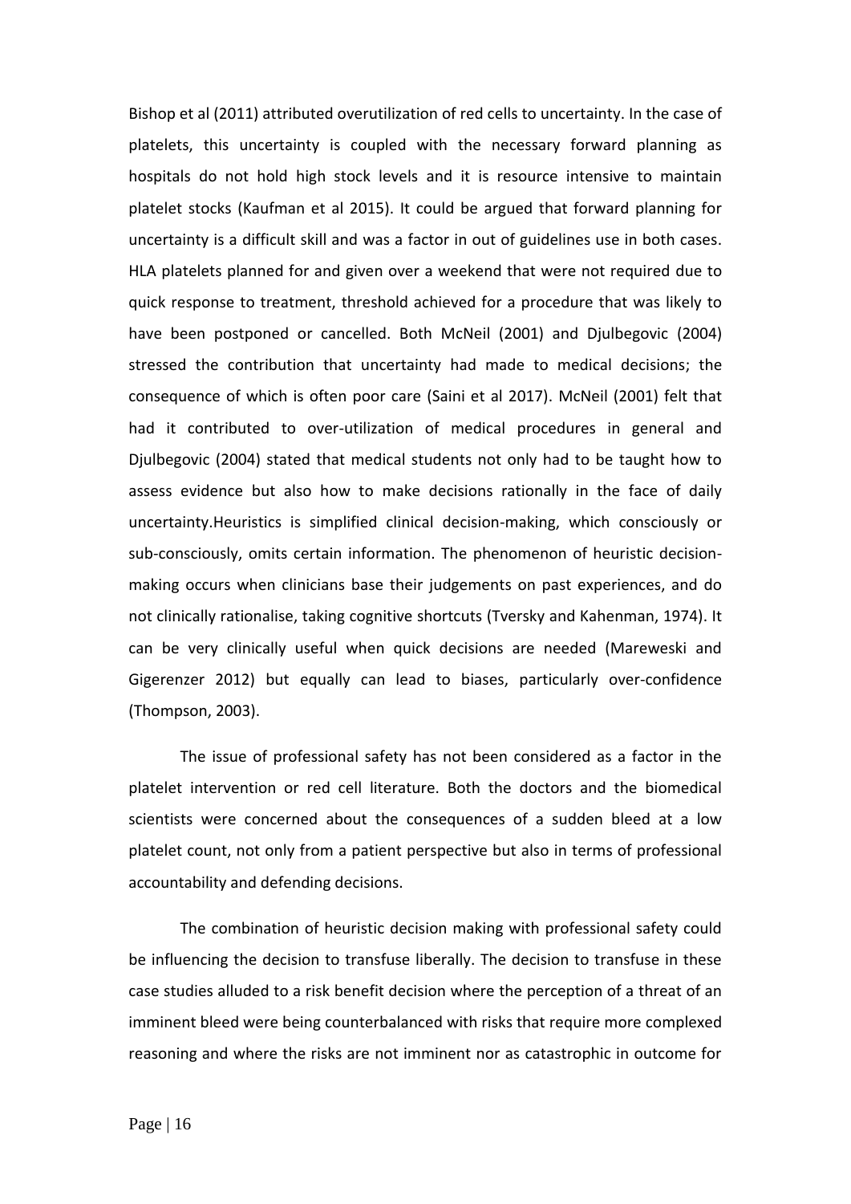Bishop et al (2011) attributed overutilization of red cells to uncertainty. In the case of platelets, this uncertainty is coupled with the necessary forward planning as hospitals do not hold high stock levels and it is resource intensive to maintain platelet stocks (Kaufman et al 2015). It could be argued that forward planning for uncertainty is a difficult skill and was a factor in out of guidelines use in both cases. HLA platelets planned for and given over a weekend that were not required due to quick response to treatment, threshold achieved for a procedure that was likely to have been postponed or cancelled. Both McNeil (2001) and Djulbegovic (2004) stressed the contribution that uncertainty had made to medical decisions; the consequence of which is often poor care (Saini et al 2017). McNeil (2001) felt that had it contributed to over-utilization of medical procedures in general and Djulbegovic (2004) stated that medical students not only had to be taught how to assess evidence but also how to make decisions rationally in the face of daily uncertainty.Heuristics is simplified clinical decision-making, which consciously or sub-consciously, omits certain information. The phenomenon of heuristic decision-making occurs when clinicians base their judgements on past experiences, and do not clinically rationalise, taking cognitive shortcuts (Tversky and Kahenman, 1974). It can be very clinically useful when quick decisions are needed (Mareweski and Gigerenzer 2012) but equally can lead to biases, particularly over-confidence (Thompson, 2003).

The issue of professional safety has not been considered as a factor in the platelet intervention or red cell literature. Both the doctors and the biomedical scientists were concerned about the consequences of a sudden bleed at a low platelet count, not only from a patient perspective but also in terms of professional accountability and defending decisions.

The combination of heuristic decision making with professional safety could be influencing the decision to transfuse liberally. The decision to transfuse in these case studies alluded to a risk benefit decision where the perception of a threat of an imminent bleed were being counterbalanced with risks that require more complexed reasoning and where the risks are not imminent nor as catastrophic in outcome for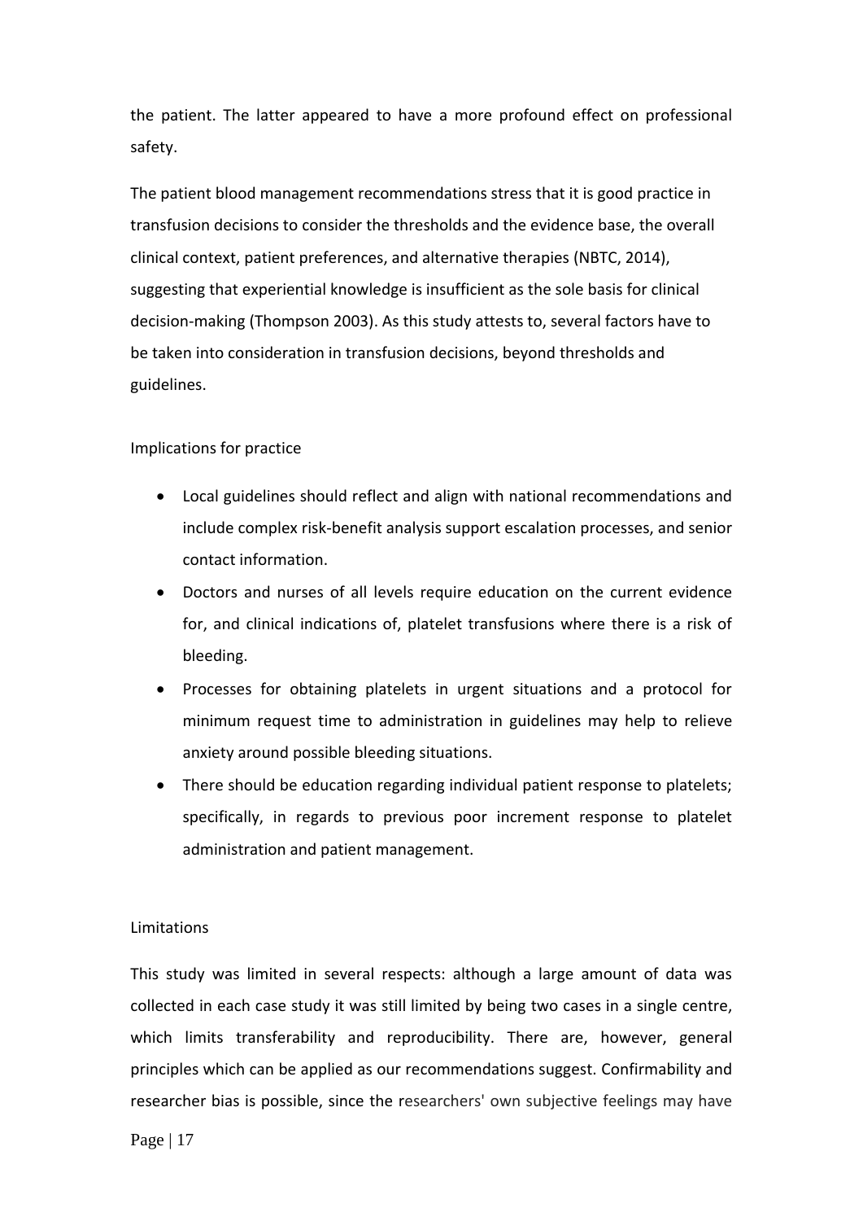the patient. The latter appeared to have a more profound effect on professional safety.

The patient blood management recommendations stress that it is good practice in transfusion decisions to consider the thresholds and the evidence base, the overall clinical context, patient preferences, and alternative therapies (NBTC, 2014), suggesting that experiential knowledge is insufficient as the sole basis for clinical decision-making (Thompson 2003). As this study attests to, several factors have to be taken into consideration in transfusion decisions, beyond thresholds and guidelines.

## Implications for practice

- Local guidelines should reflect and align with national recommendations and include complex risk-benefit analysis support escalation processes, and senior contact information.
- Doctors and nurses of all levels require education on the current evidence for, and clinical indications of, platelet transfusions where there is a risk of bleeding.
- Processes for obtaining platelets in urgent situations and a protocol for minimum request time to administration in guidelines may help to relieve anxiety around possible bleeding situations.
- There should be education regarding individual patient response to platelets; specifically, in regards to previous poor increment response to platelet administration and patient management.

## Limitations

This study was limited in several respects: although a large amount of data was collected in each case study it was still limited by being two cases in a single centre, which limits transferability and reproducibility. There are, however, general principles which can be applied as our recommendations suggest. Confirmability and researcher bias is possible, since the researchers' own subjective feelings may have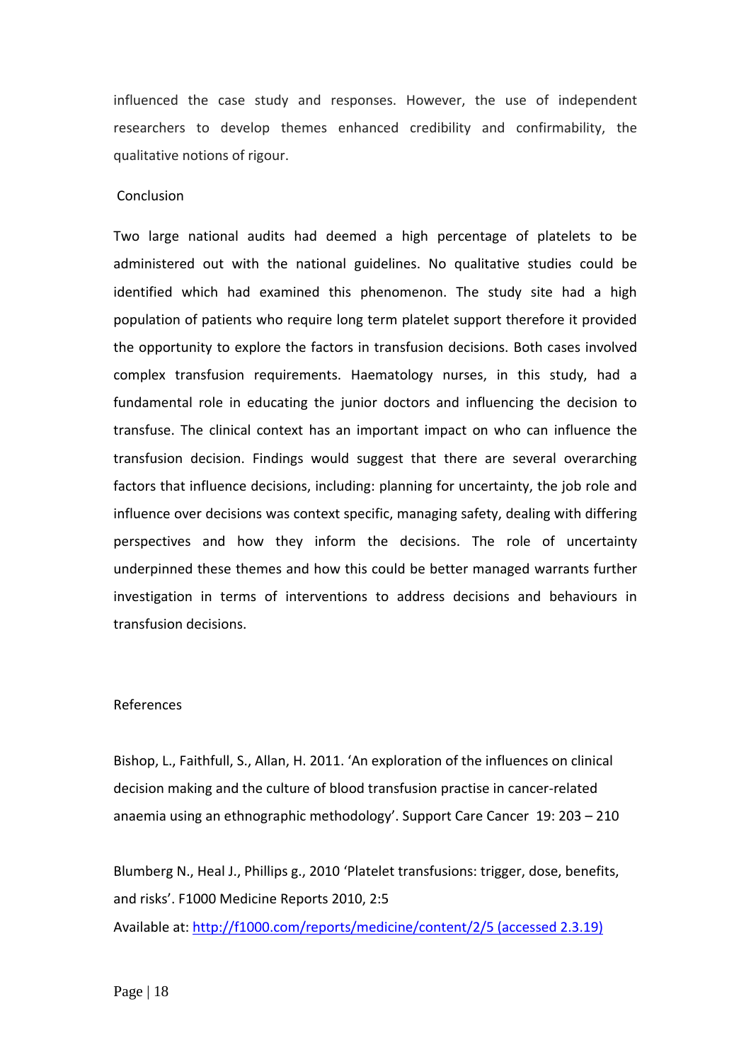influenced the case study and responses. However, the use of independent researchers to develop themes enhanced credibility and confirmability, the qualitative notions of rigour.

## Conclusion

Two large national audits had deemed a high percentage of platelets to be administered out with the national guidelines. No qualitative studies could be identified which had examined this phenomenon. The study site had a high population of patients who require long term platelet support therefore it provided the opportunity to explore the factors in transfusion decisions. Both cases involved complex transfusion requirements. Haematology nurses, in this study, had a fundamental role in educating the junior doctors and influencing the decision to transfuse. The clinical context has an important impact on who can influence the transfusion decision. Findings would suggest that there are several overarching factors that influence decisions, including: planning for uncertainty, the job role and influence over decisions was context specific, managing safety, dealing with differing perspectives and how they inform the decisions. The role of uncertainty underpinned these themes and how this could be better managed warrants further investigation in terms of interventions to address decisions and behaviours in transfusion decisions.

## References

Bishop, L., Faithfull, S., Allan, H. 2011. 'An exploration of the influences on clinical decision making and the culture of blood transfusion practise in cancer-related anaemia using an ethnographic methodology'. Support Care Cancer 19: 203 – 210

Blumberg N., Heal J., Phillips g., 2010 'Platelet transfusions: trigger, dose, benefits, and risks'. F1000 Medicine Reports 2010, 2:5
Available at: http://f1000.com/reports/medicine/content/2/5 (accessed 2.3.19)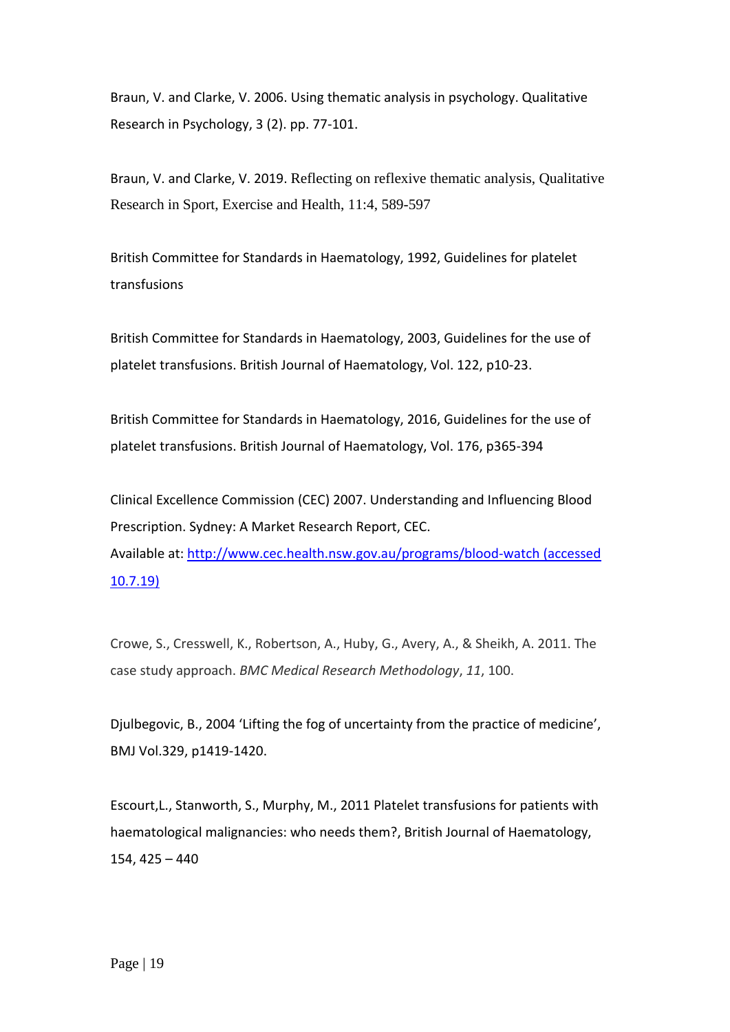Braun, V. and Clarke, V. 2006. Using thematic analysis in psychology. Qualitative Research in Psychology, 3 (2). pp. 77-101.

Braun, V. and Clarke, V. 2019. Reflecting on reflexive thematic analysis, Qualitative Research in Sport, Exercise and Health, 11:4, 589-597

British Committee for Standards in Haematology, 1992, Guidelines for platelet transfusions

British Committee for Standards in Haematology, 2003, Guidelines for the use of platelet transfusions. British Journal of Haematology, Vol. 122, p10-23.

British Committee for Standards in Haematology, 2016, Guidelines for the use of platelet transfusions. British Journal of Haematology, Vol. 176, p365-394

Clinical Excellence Commission (CEC) 2007. Understanding and Influencing Blood Prescription. Sydney: A Market Research Report, CEC.
Available at: [http://www.cec.health.nsw.gov.au/programs/blood-watch (accessed 10.7.19)](http://www.cec.health.nsw.gov.au/programs/blood-watch)

Crowe, S., Cresswell, K., Robertson, A., Huby, G., Avery, A., & Sheikh, A. 2011. The case study approach. *BMC Medical Research Methodology*, *11*, 100.

Djulbegovic, B., 2004 'Lifting the fog of uncertainty from the practice of medicine', BMJ Vol.329, p1419-1420.

Escourt,L., Stanworth, S., Murphy, M., 2011 Platelet transfusions for patients with haematological malignancies: who needs them?, British Journal of Haematology, 154, 425 – 440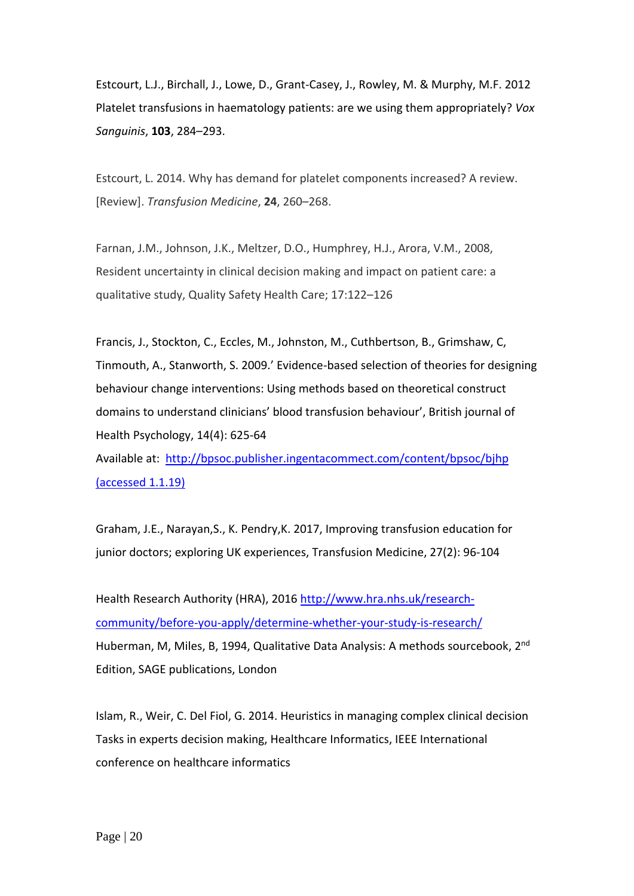Estcourt, L.J., Birchall, J., Lowe, D., Grant-Casey, J., Rowley, M. & Murphy, M.F. 2012 Platelet transfusions in haematology patients: are we using them appropriately? *Vox Sanguinis*, **103**, 284–293.

Estcourt, L. 2014. Why has demand for platelet components increased? A review. [Review]. *Transfusion Medicine*, **24**, 260–268.

Farnan, J.M., Johnson, J.K., Meltzer, D.O., Humphrey, H.J., Arora, V.M., 2008, Resident uncertainty in clinical decision making and impact on patient care: a qualitative study, Quality Safety Health Care; 17:122–126

Francis, J., Stockton, C., Eccles, M., Johnston, M., Cuthbertson, B., Grimshaw, C, Tinmouth, A., Stanworth, S. 2009.' Evidence-based selection of theories for designing behaviour change interventions: Using methods based on theoretical construct domains to understand clinicians' blood transfusion behaviour', British journal of Health Psychology, 14(4): 625-64
Available at: [http://bpsoc.publisher.ingentacommect.com/content/bpsoc/bjhp (accessed 1.1.19)](http://bpsoc.publisher.ingentacommect.com/content/bpsoc/bjhp)

Graham, J.E., Narayan,S., K. Pendry,K. 2017, Improving transfusion education for junior doctors; exploring UK experiences, Transfusion Medicine, 27(2): 96-104

Health Research Authority (HRA), 2016 [http://www.hra.nhs.uk/research-community/before-you-apply/determine-whether-your-study-is-research/](http://www.hra.nhs.uk/research-community/before-you-apply/determine-whether-your-study-is-research/)
Huberman, M, Miles, B, 1994, Qualitative Data Analysis: A methods sourcebook, 2nd Edition, SAGE publications, London

Islam, R., Weir, C. Del Fiol, G. 2014. Heuristics in managing complex clinical decision Tasks in experts decision making, Healthcare Informatics, IEEE International conference on healthcare informatics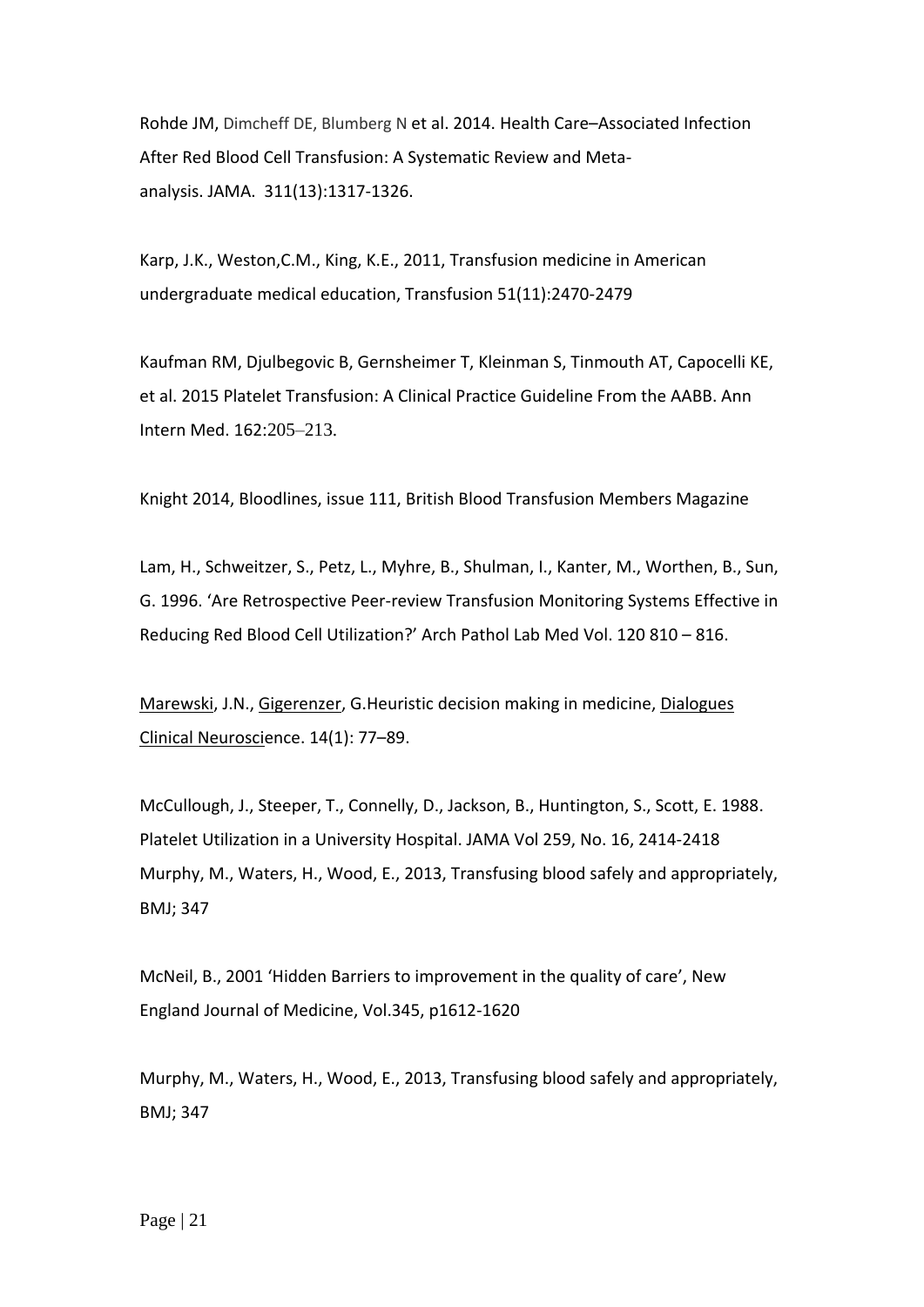Rohde JM, Dimcheff DE, Blumberg N et al. 2014. Health Care–Associated Infection After Red Blood Cell Transfusion: A Systematic Review and Meta-analysis. JAMA. 311(13):1317-1326.

Karp, J.K., Weston,C.M., King, K.E., 2011, Transfusion medicine in American undergraduate medical education, Transfusion 51(11):2470-2479

Kaufman RM, Djulbegovic B, Gernsheimer T, Kleinman S, Tinmouth AT, Capocelli KE, et al. 2015 Platelet Transfusion: A Clinical Practice Guideline From the AABB. Ann Intern Med. 162:205–213.

Knight 2014, Bloodlines, issue 111, British Blood Transfusion Members Magazine

Lam, H., Schweitzer, S., Petz, L., Myhre, B., Shulman, I., Kanter, M., Worthen, B., Sun, G. 1996. 'Are Retrospective Peer-review Transfusion Monitoring Systems Effective in Reducing Red Blood Cell Utilization?' Arch Pathol Lab Med Vol. 120 810 – 816.

Marewski, J.N., Gigerenzer, G.Heuristic decision making in medicine, Dialogues Clinical Neuroscience. 14(1): 77–89.

McCullough, J., Steeper, T., Connelly, D., Jackson, B., Huntington, S., Scott, E. 1988. Platelet Utilization in a University Hospital. JAMA Vol 259, No. 16, 2414-2418
Murphy, M., Waters, H., Wood, E., 2013, Transfusing blood safely and appropriately, BMJ; 347

McNeil, B., 2001 'Hidden Barriers to improvement in the quality of care', New England Journal of Medicine, Vol.345, p1612-1620

Murphy, M., Waters, H., Wood, E., 2013, Transfusing blood safely and appropriately, BMJ; 347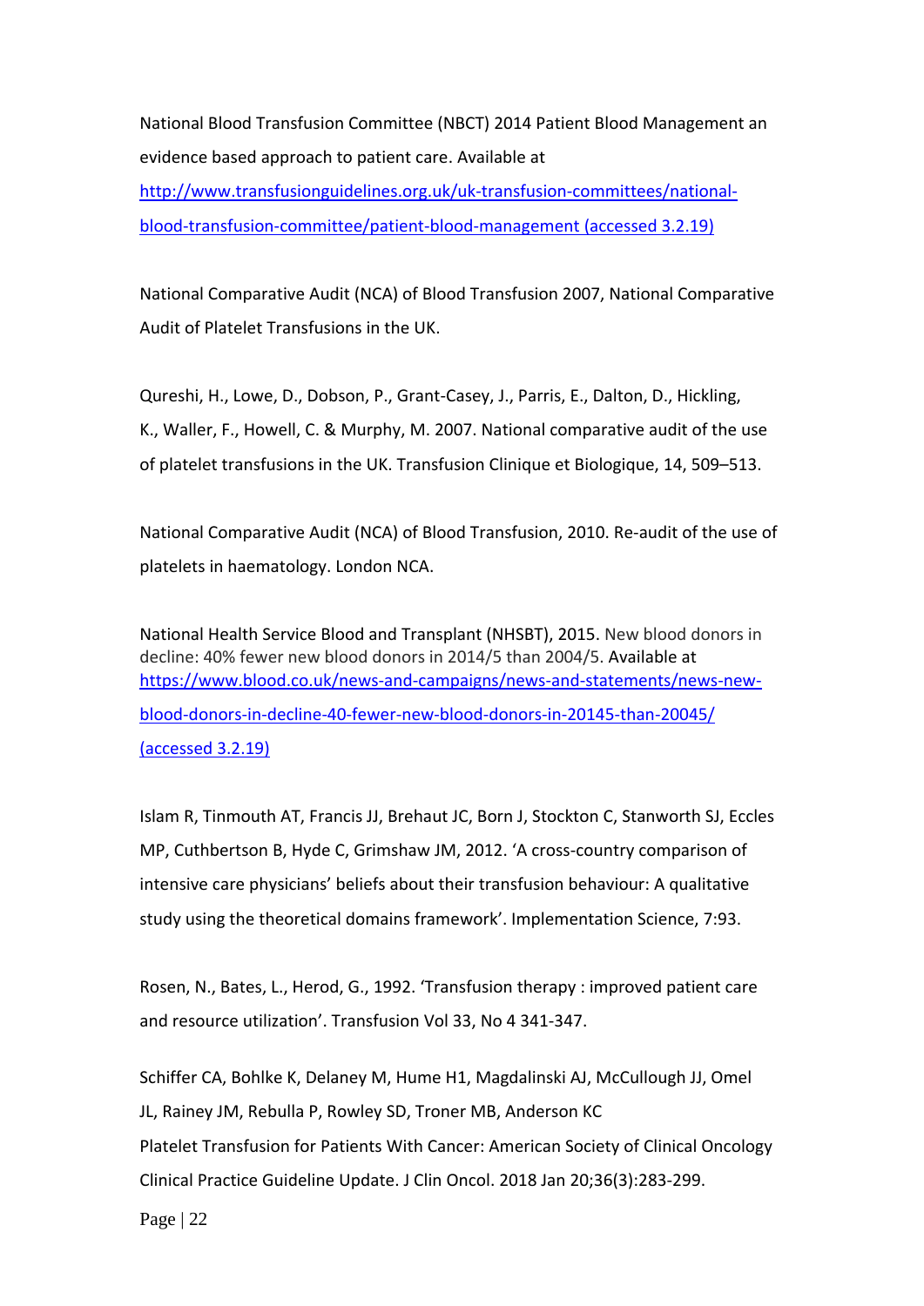National Blood Transfusion Committee (NBCT) 2014 Patient Blood Management an evidence based approach to patient care. Available at http://www.transfusionguidelines.org.uk/uk-transfusion-committees/national-blood-transfusion-committee/patient-blood-management (accessed 3.2.19)

National Comparative Audit (NCA) of Blood Transfusion 2007, National Comparative Audit of Platelet Transfusions in the UK.

Qureshi, H., Lowe, D., Dobson, P., Grant-Casey, J., Parris, E., Dalton, D., Hickling, K., Waller, F., Howell, C. & Murphy, M. 2007. National comparative audit of the use of platelet transfusions in the UK. Transfusion Clinique et Biologique, 14, 509–513.

National Comparative Audit (NCA) of Blood Transfusion, 2010. Re-audit of the use of platelets in haematology. London NCA.

National Health Service Blood and Transplant (NHSBT), 2015. New blood donors in decline: 40% fewer new blood donors in 2014/5 than 2004/5. Available at https://www.blood.co.uk/news-and-campaigns/news-and-statements/news-new-blood-donors-in-decline-40-fewer-new-blood-donors-in-20145-than-20045/ (accessed 3.2.19)

Islam R, Tinmouth AT, Francis JJ, Brehaut JC, Born J, Stockton C, Stanworth SJ, Eccles MP, Cuthbertson B, Hyde C, Grimshaw JM, 2012. 'A cross-country comparison of intensive care physicians' beliefs about their transfusion behaviour: A qualitative study using the theoretical domains framework'. Implementation Science, 7:93.

Rosen, N., Bates, L., Herod, G., 1992. 'Transfusion therapy : improved patient care and resource utilization'. Transfusion Vol 33, No 4 341-347.

Schiffer CA, Bohlke K, Delaney M, Hume H1, Magdalinski AJ, McCullough JJ, Omel JL, Rainey JM, Rebulla P, Rowley SD, Troner MB, Anderson KC
Platelet Transfusion for Patients With Cancer: American Society of Clinical Oncology Clinical Practice Guideline Update. J Clin Oncol. 2018 Jan 20;36(3):283-299.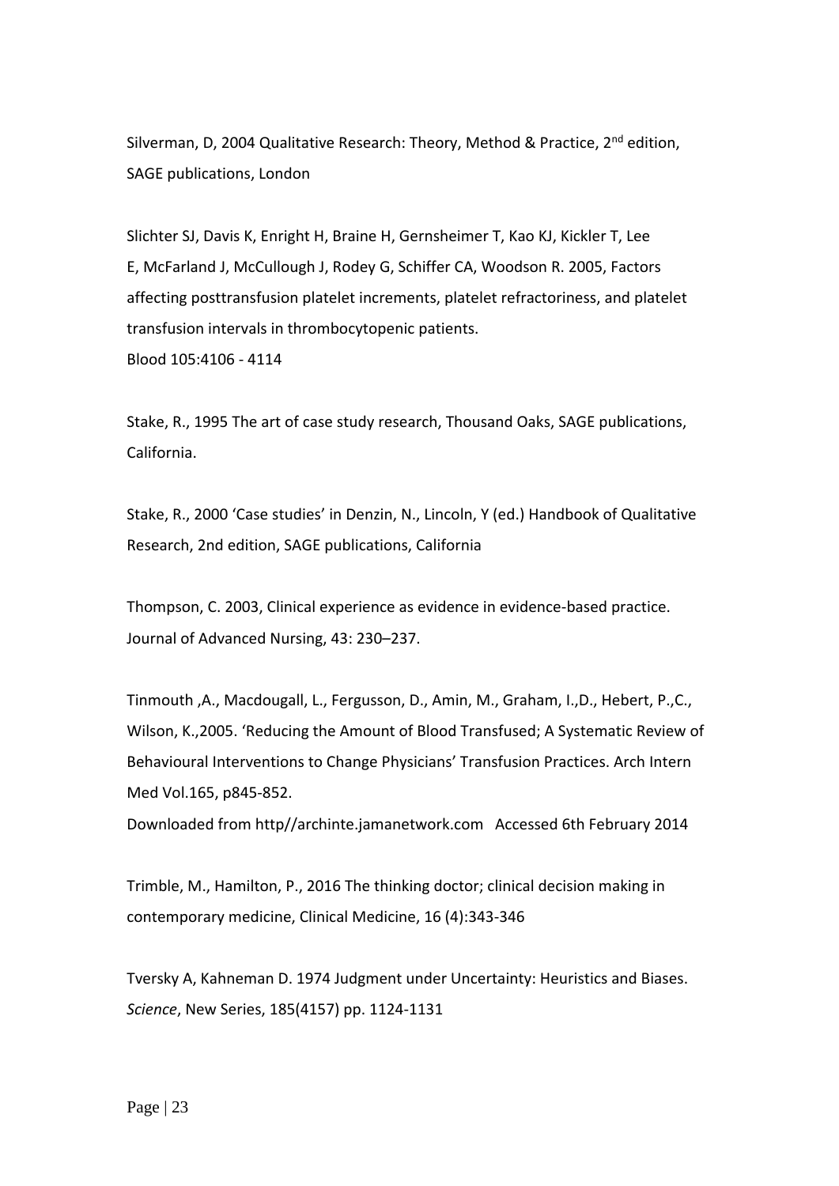Silverman, D, 2004 Qualitative Research: Theory, Method & Practice, 2nd edition, SAGE publications, London

Slichter SJ, Davis K, Enright H, Braine H, Gernsheimer T, Kao KJ, Kickler T, Lee E, McFarland J, McCullough J, Rodey G, Schiffer CA, Woodson R. 2005, Factors affecting posttransfusion platelet increments, platelet refractoriness, and platelet transfusion intervals in thrombocytopenic patients.
Blood 105:4106 - 4114

Stake, R., 1995 The art of case study research, Thousand Oaks, SAGE publications, California.

Stake, R., 2000 'Case studies' in Denzin, N., Lincoln, Y (ed.) Handbook of Qualitative Research, 2nd edition, SAGE publications, California

Thompson, C. 2003, Clinical experience as evidence in evidence-based practice. Journal of Advanced Nursing, 43: 230–237.

Tinmouth ,A., Macdougall, L., Fergusson, D., Amin, M., Graham, I.,D., Hebert, P.,C., Wilson, K.,2005. 'Reducing the Amount of Blood Transfused; A Systematic Review of Behavioural Interventions to Change Physicians' Transfusion Practices. Arch Intern Med Vol.165, p845-852.
Downloaded from http//archinte.jamanetwork.com Accessed 6th February 2014

Trimble, M., Hamilton, P., 2016 The thinking doctor; clinical decision making in contemporary medicine, Clinical Medicine, 16 (4):343-346

Tversky A, Kahneman D. 1974 Judgment under Uncertainty: Heuristics and Biases. *Science*, New Series, 185(4157) pp. 1124-1131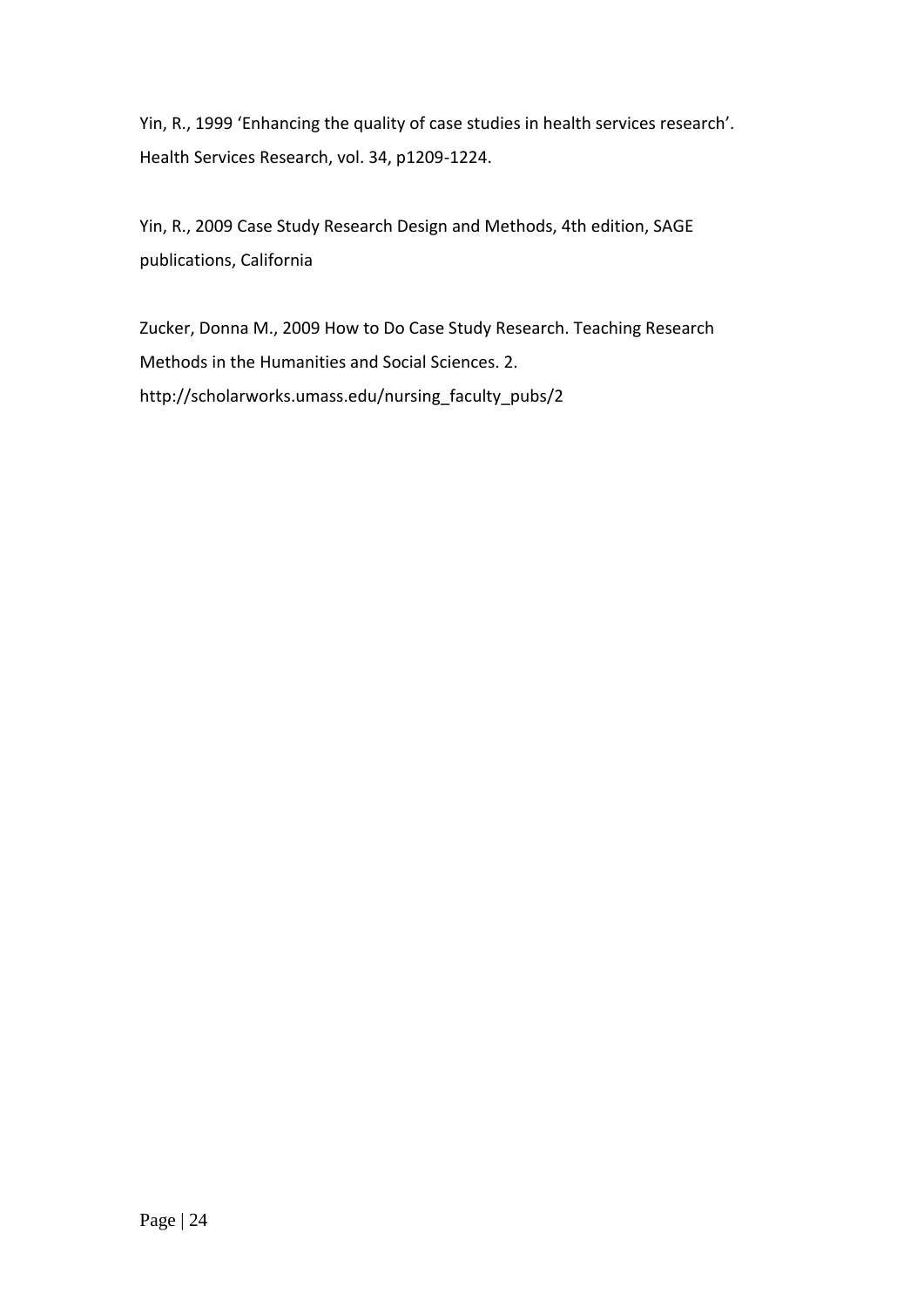Yin, R., 1999 'Enhancing the quality of case studies in health services research'. Health Services Research, vol. 34, p1209-1224.

Yin, R., 2009 Case Study Research Design and Methods, 4th edition, SAGE publications, California

Zucker, Donna M., 2009 How to Do Case Study Research. Teaching Research Methods in the Humanities and Social Sciences. 2. http://scholarworks.umass.edu/nursing_faculty_pubs/2